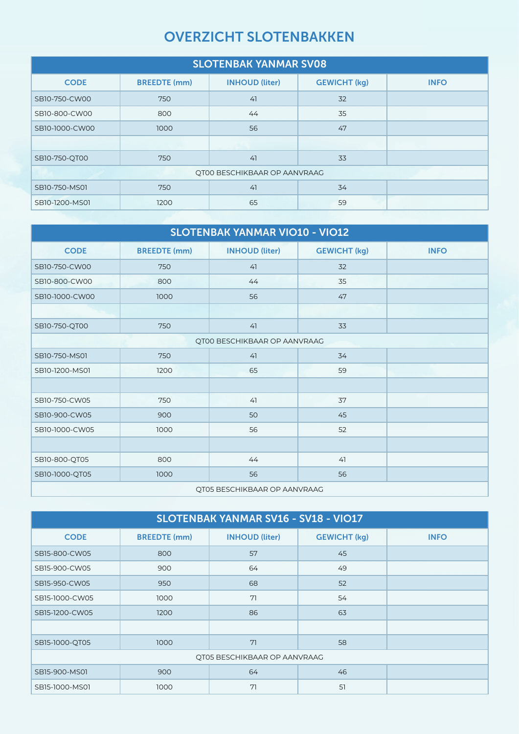# OVERZICHT SLOTENBAKKEN

## SLOTENBAK YANMAR SV08

| CODE | BREEDTE (mm) | INHOUD (liter) | GEWICHT (kg) | INFO |
|---|---|---|---|---|
| SB10-750-CW00 | 750 | 41 | 32 | |
| SB10-800-CW00 | 800 | 44 | 35 | |
| SB10-1000-CW00 | 1000 | 56 | 47 | |
| | | | | |
| SB10-750-QT00 | 750 | 41 | 33 | |
| QT00 BESCHIKBAAR OP AANVRAAG | | | | |
| SB10-750-MS01 | 750 | 41 | 34 | |
| SB10-1200-MS01 | 1200 | 65 | 59 | |

## SLOTENBAK YANMAR VIO10 - VIO12

| CODE | BREEDTE (mm) | INHOUD (liter) | GEWICHT (kg) | INFO |
|---|---|---|---|---|
| SB10-750-CW00 | 750 | 41 | 32 | |
| SB10-800-CW00 | 800 | 44 | 35 | |
| SB10-1000-CW00 | 1000 | 56 | 47 | |
| | | | | |
| SB10-750-QT00 | 750 | 41 | 33 | |
| QT00 BESCHIKBAAR OP AANVRAAG | | | | |
| SB10-750-MS01 | 750 | 41 | 34 | |
| SB10-1200-MS01 | 1200 | 65 | 59 | |
| | | | | |
| SB10-750-CW05 | 750 | 41 | 37 | |
| SB10-900-CW05 | 900 | 50 | 45 | |
| SB10-1000-CW05 | 1000 | 56 | 52 | |
| | | | | |
| SB10-800-QT05 | 800 | 44 | 41 | |
| SB10-1000-QT05 | 1000 | 56 | 56 | |
| QT05 BESCHIKBAAR OP AANVRAAG | | | | |

## SLOTENBAK YANMAR SV16 - SV18 - VIO17

| CODE | BREEDTE (mm) | INHOUD (liter) | GEWICHT (kg) | INFO |
|---|---|---|---|---|
| SB15-800-CW05 | 800 | 57 | 45 | |
| SB15-900-CW05 | 900 | 64 | 49 | |
| SB15-950-CW05 | 950 | 68 | 52 | |
| SB15-1000-CW05 | 1000 | 71 | 54 | |
| SB15-1200-CW05 | 1200 | 86 | 63 | |
| | | | | |
| SB15-1000-QT05 | 1000 | 71 | 58 | |
| QT05 BESCHIKBAAR OP AANVRAAG | | | | |
| SB15-900-MS01 | 900 | 64 | 46 | |
| SB15-1000-MS01 | 1000 | 71 | 51 | |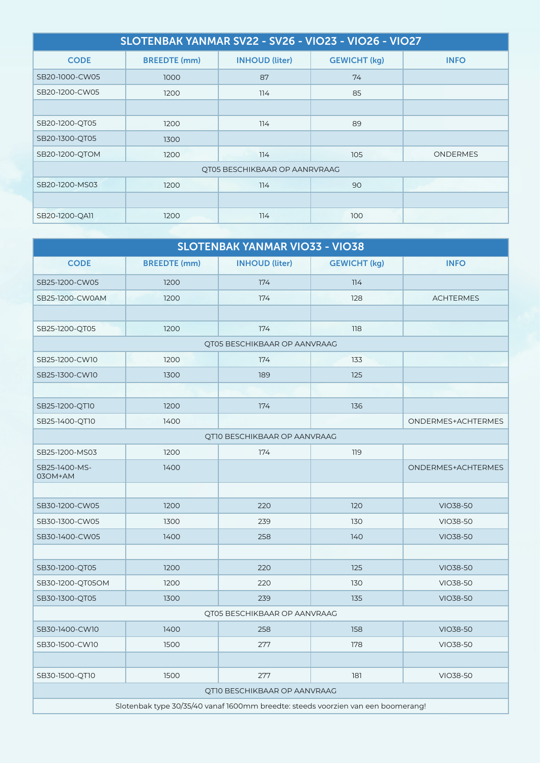## SLOTENBAK YANMAR SV22 - SV26 - VIO23 - VIO26 - VIO27

| CODE | BREEDTE (mm) | INHOUD (liter) | GEWICHT (kg) | INFO |
|---|---|---|---|---|
| SB20-1000-CW05 | 1000 | 87 | 74 | |
| SB20-1200-CW05 | 1200 | 114 | 85 | |
| | | | | |
| SB20-1200-QT05 | 1200 | 114 | 89 | |
| SB20-1300-QT05 | 1300 | | | |
| SB20-1200-QTOM | 1200 | 114 | 105 | ONDERMES |
| QT05 BESCHIKBAAR OP AANRVRAAG | | | | |
| SB20-1200-MS03 | 1200 | 114 | 90 | |
| | | | | |
| SB20-1200-QA11 | 1200 | 114 | 100 | |

## SLOTENBAK YANMAR VIO33 - VIO38

| CODE | BREEDTE (mm) | INHOUD (liter) | GEWICHT (kg) | INFO |
|---|---|---|---|---|
| SB25-1200-CW05 | 1200 | 174 | 114 | |
| SB25-1200-CW0AM | 1200 | 174 | 128 | ACHTERMES |
| | | | | |
| SB25-1200-QT05 | 1200 | 174 | 118 | |
| QT05 BESCHIKBAAR OP AANVRAAG | | | | |
| SB25-1200-CW10 | 1200 | 174 | 133 | |
| SB25-1300-CW10 | 1300 | 189 | 125 | |
| | | | | |
| SB25-1200-QT10 | 1200 | 174 | 136 | |
| SB25-1400-QT10 | 1400 | | | ONDERMES+ACHTERMES |
| QT10 BESCHIKBAAR OP AANVRAAG | | | | |
| SB25-1200-MS03 | 1200 | 174 | 119 | |
| SB25-1400-MS-03OM+AM | 1400 | | | ONDERMES+ACHTERMES |
| | | | | |
| SB30-1200-CW05 | 1200 | 220 | 120 | VIO38-50 |
| SB30-1300-CW05 | 1300 | 239 | 130 | VIO38-50 |
| SB30-1400-CW05 | 1400 | 258 | 140 | VIO38-50 |
| | | | | |
| SB30-1200-QT05 | 1200 | 220 | 125 | VIO38-50 |
| SB30-1200-QT05OM | 1200 | 220 | 130 | VIO38-50 |
| SB30-1300-QT05 | 1300 | 239 | 135 | VIO38-50 |
| QT05 BESCHIKBAAR OP AANVRAAG | | | | |
| SB30-1400-CW10 | 1400 | 258 | 158 | VIO38-50 |
| SB30-1500-CW10 | 1500 | 277 | 178 | VIO38-50 |
| | | | | |
| SB30-1500-QT10 | 1500 | 277 | 181 | VIO38-50 |
| QT10 BESCHIKBAAR OP AANVRAAG | | | | |
| Slotenbak type 30/35/40 vanaf 1600mm breedte: steeds voorzien van een boomerang! | | | | |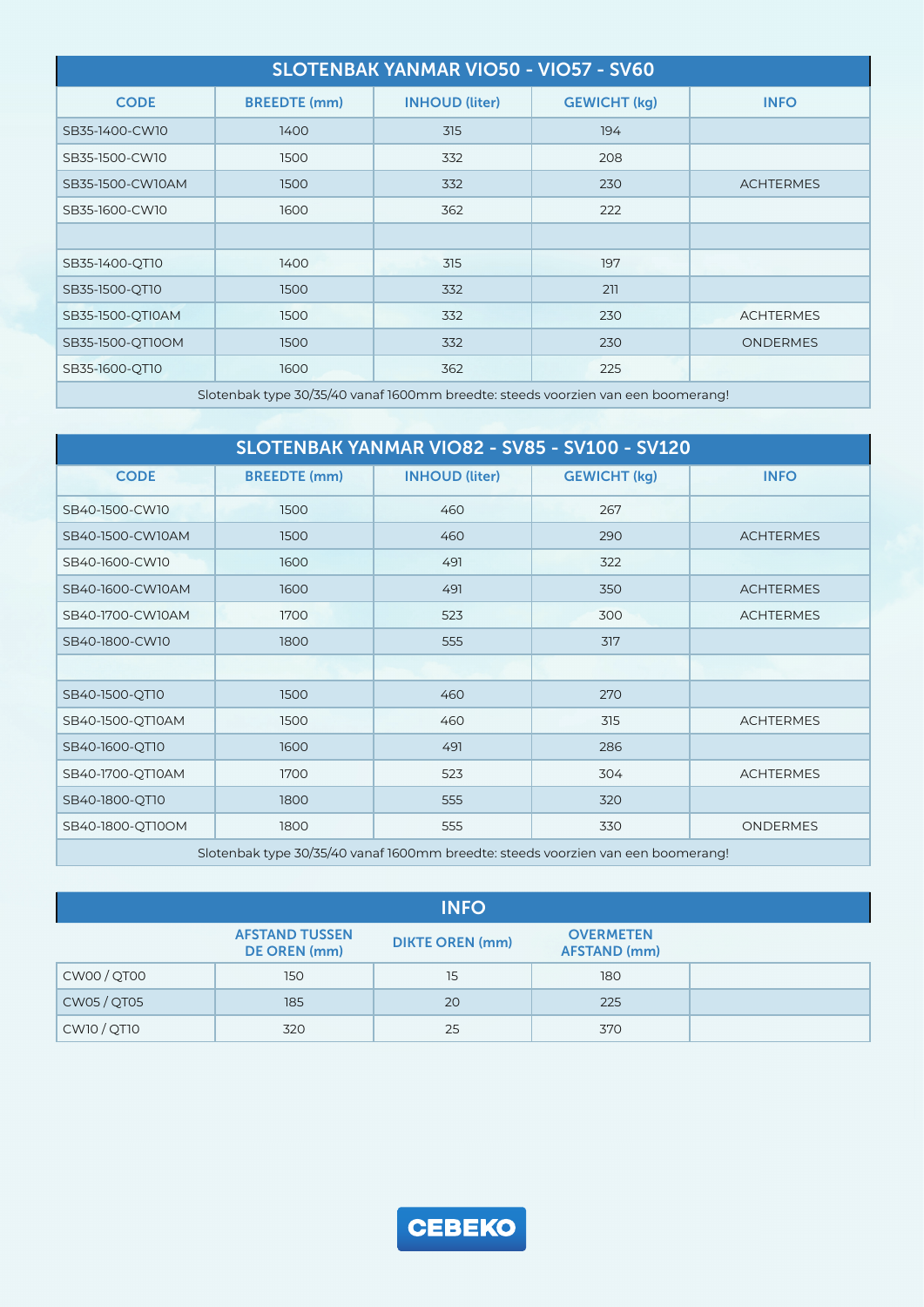## SLOTENBAK YANMAR VIO50 - VIO57 - SV60

| CODE | BREEDTE (mm) | INHOUD (liter) | GEWICHT (kg) | INFO |
|---|---|---|---|---|
| SB35-1400-CW10 | 1400 | 315 | 194 | |
| SB35-1500-CW10 | 1500 | 332 | 208 | |
| SB35-1500-CW10AM | 1500 | 332 | 230 | ACHTERMES |
| SB35-1600-CW10 | 1600 | 362 | 222 | |
| | | | | |
| SB35-1400-QT10 | 1400 | 315 | 197 | |
| SB35-1500-QT10 | 1500 | 332 | 211 | |
| SB35-1500-QT10AM | 1500 | 332 | 230 | ACHTERMES |
| SB35-1500-QT10OM | 1500 | 332 | 230 | ONDERMES |
| SB35-1600-QT10 | 1600 | 362 | 225 | |
| Slotenbak type 30/35/40 vanaf 1600mm breedte: steeds voorzien van een boomerang! | | | | |

## SLOTENBAK YANMAR VIO82 - SV85 - SV100 - SV120

| CODE | BREEDTE (mm) | INHOUD (liter) | GEWICHT (kg) | INFO |
|---|---|---|---|---|
| SB40-1500-CW10 | 1500 | 460 | 267 | |
| SB40-1500-CW10AM | 1500 | 460 | 290 | ACHTERMES |
| SB40-1600-CW10 | 1600 | 491 | 322 | |
| SB40-1600-CW10AM | 1600 | 491 | 350 | ACHTERMES |
| SB40-1700-CW10AM | 1700 | 523 | 300 | ACHTERMES |
| SB40-1800-CW10 | 1800 | 555 | 317 | |
| | | | | |
| SB40-1500-QT10 | 1500 | 460 | 270 | |
| SB40-1500-QT10AM | 1500 | 460 | 315 | ACHTERMES |
| SB40-1600-QT10 | 1600 | 491 | 286 | |
| SB40-1700-QT10AM | 1700 | 523 | 304 | ACHTERMES |
| SB40-1800-QT10 | 1800 | 555 | 320 | |
| SB40-1800-QT10OM | 1800 | 555 | 330 | ONDERMES |
| Slotenbak type 30/35/40 vanaf 1600mm breedte: steeds voorzien van een boomerang! | | | | |

## INFO

| | AFSTAND TUSSEN DE OREN (mm) | DIKTE OREN (mm) | OVERMETEN AFSTAND (mm) | |
|---|---|---|---|---|
| CW00 / QT00 | 150 | 15 | 180 | |
| CW05 / QT05 | 185 | 20 | 225 | |
| CW10 / QT10 | 320 | 25 | 370 | |

CEBEKO